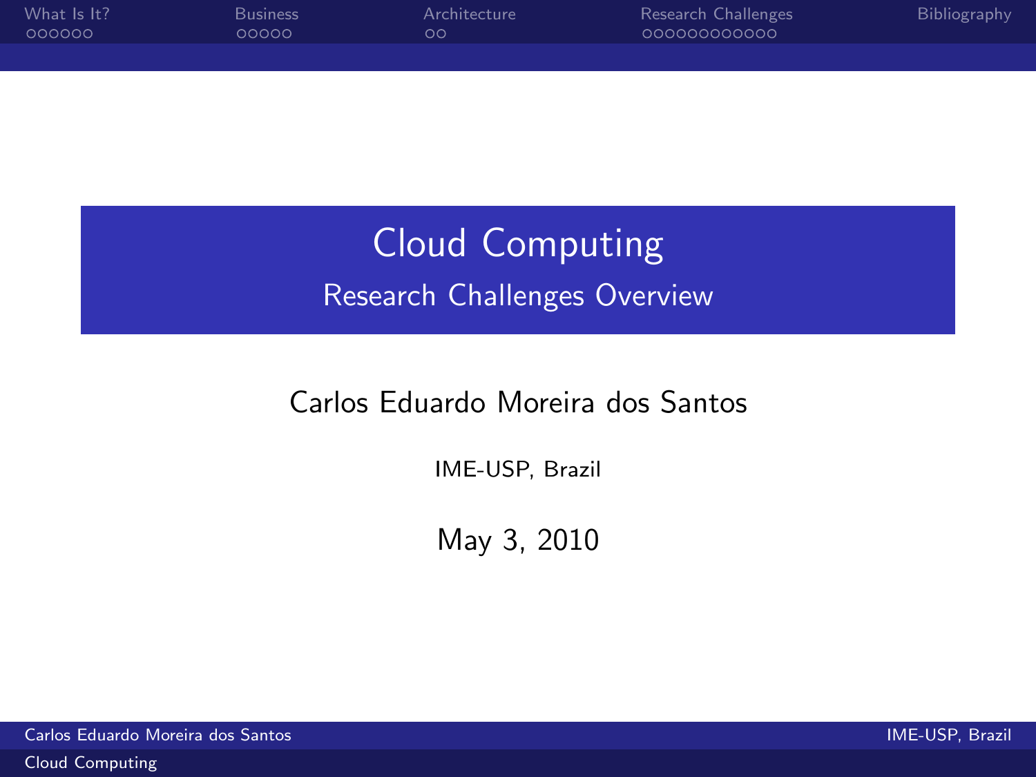# Cloud Computing

## Research Challenges Overview

Carlos Eduardo Moreira dos Santos

IME-USP, Brazil

May 3, 2010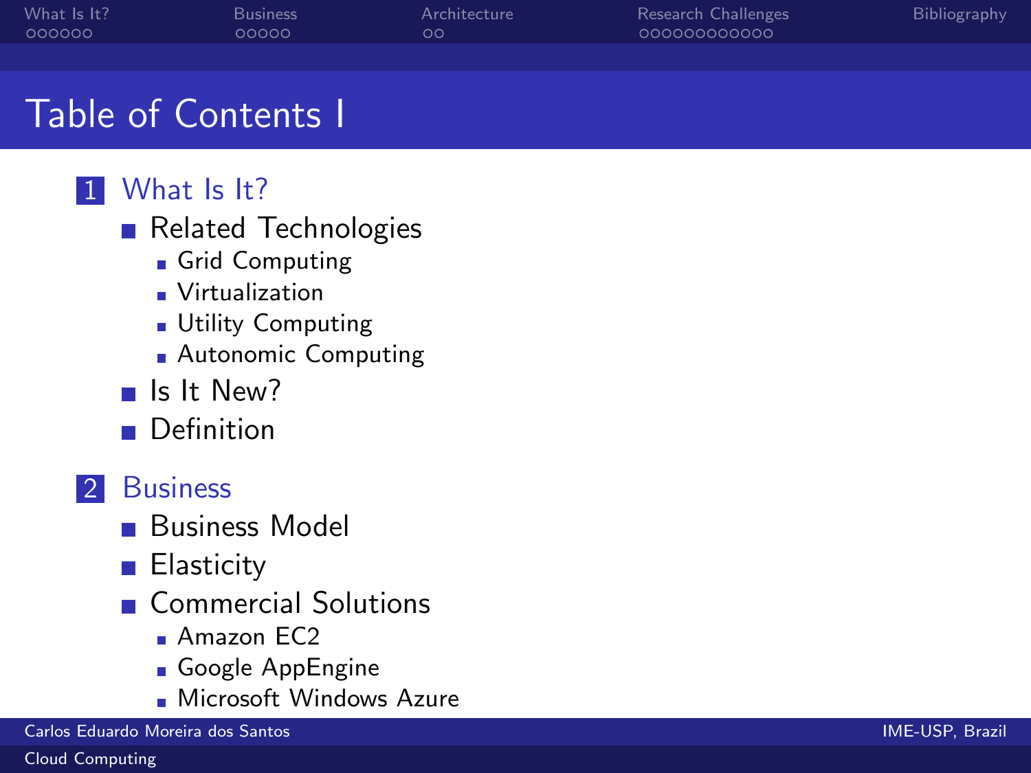# Table of Contents I

1. What Is It?
   - Related Technologies
     - Grid Computing
     - Virtualization
     - Utility Computing
     - Autonomic Computing
   - Is It New?
   - Definition

2. Business
   - Business Model
   - Elasticity
   - Commercial Solutions
     - Amazon EC2
     - Google AppEngine
     - Microsoft Windows Azure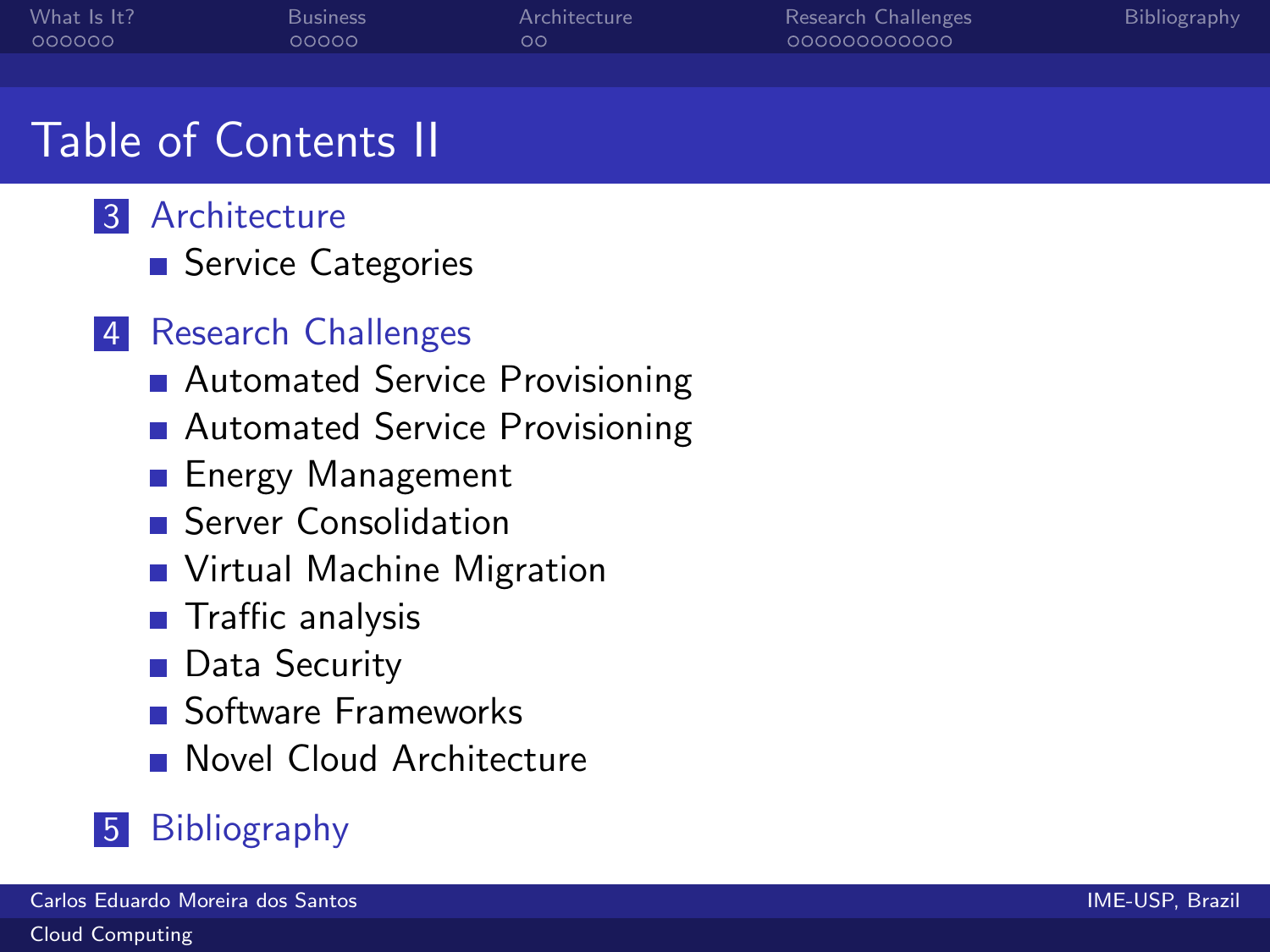# Table of Contents II

3. Architecture
   - Service Categories

4. Research Challenges
   - Automated Service Provisioning
   - Automated Service Provisioning
   - Energy Management
   - Server Consolidation
   - Virtual Machine Migration
   - Traffic analysis
   - Data Security
   - Software Frameworks
   - Novel Cloud Architecture

5. Bibliography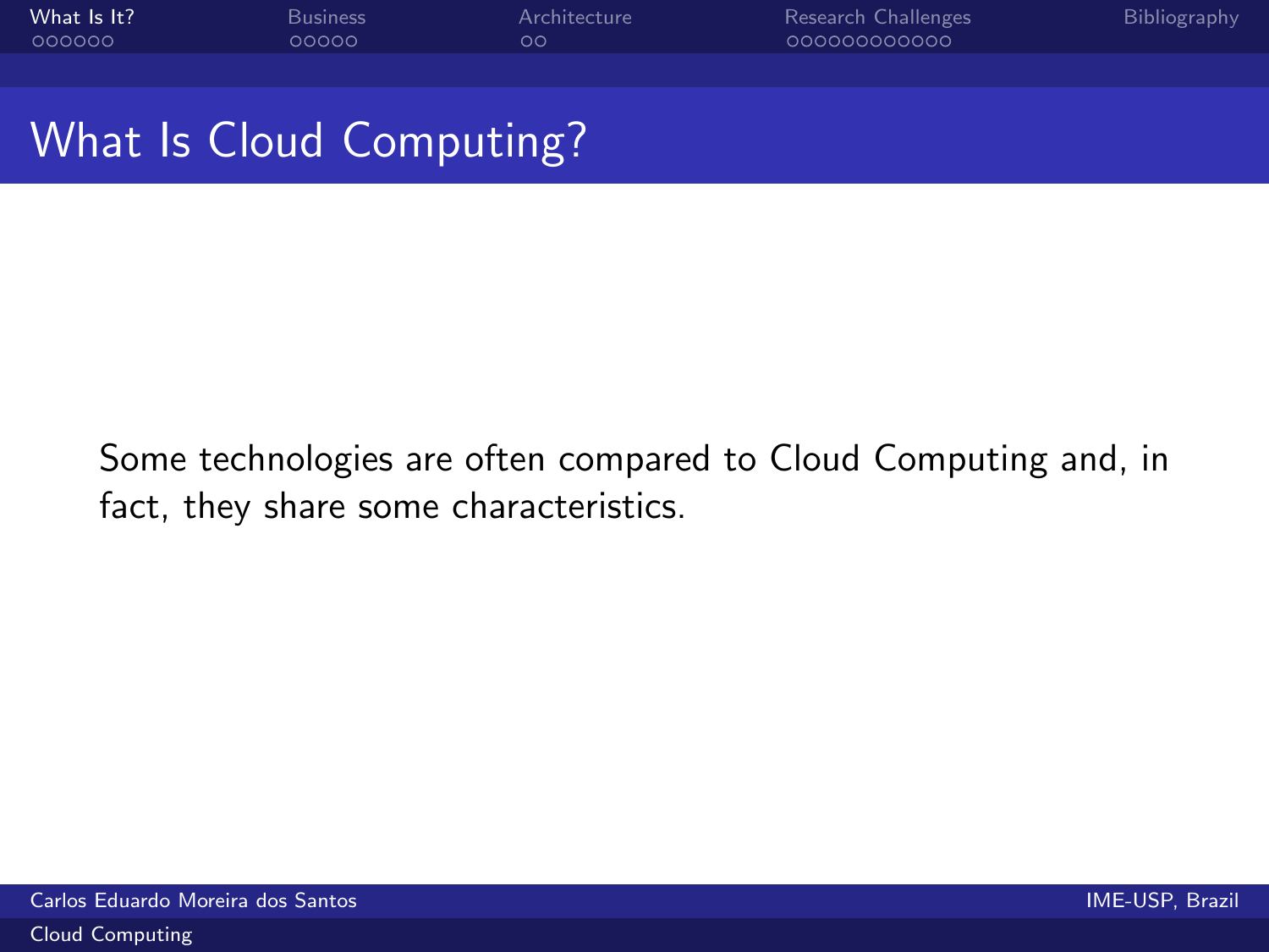## What Is Cloud Computing?

Some technologies are often compared to Cloud Computing and, in fact, they share some characteristics.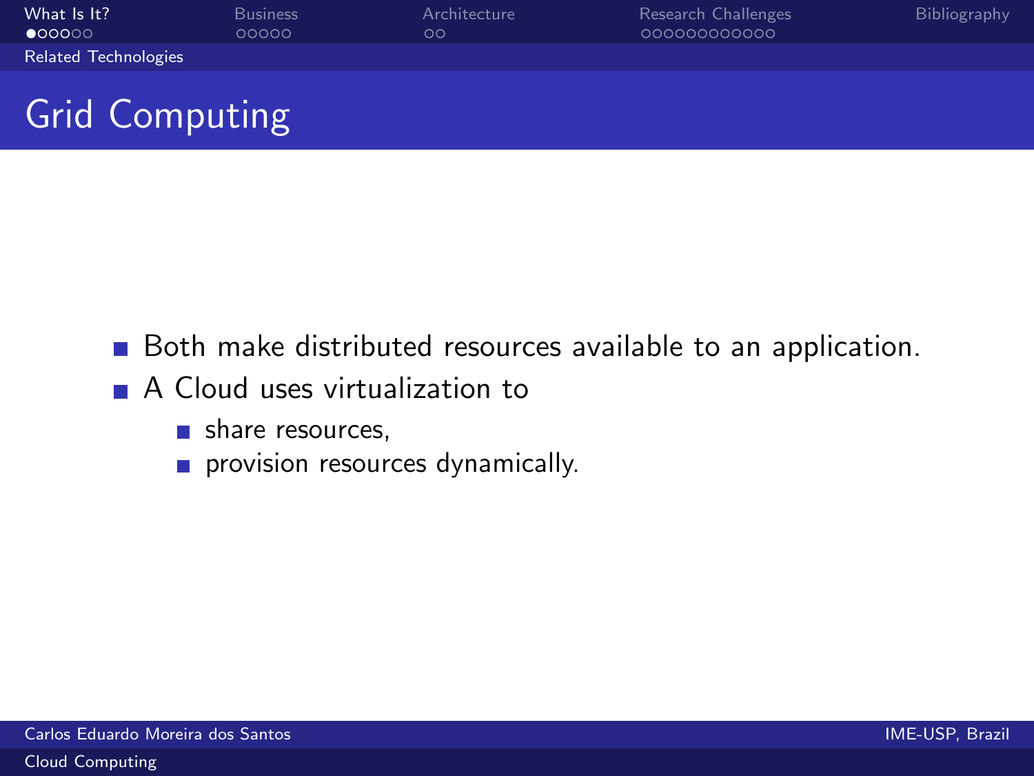## Grid Computing

- Both make distributed resources available to an application.
- A Cloud uses virtualization to
  - share resources,
  - provision resources dynamically.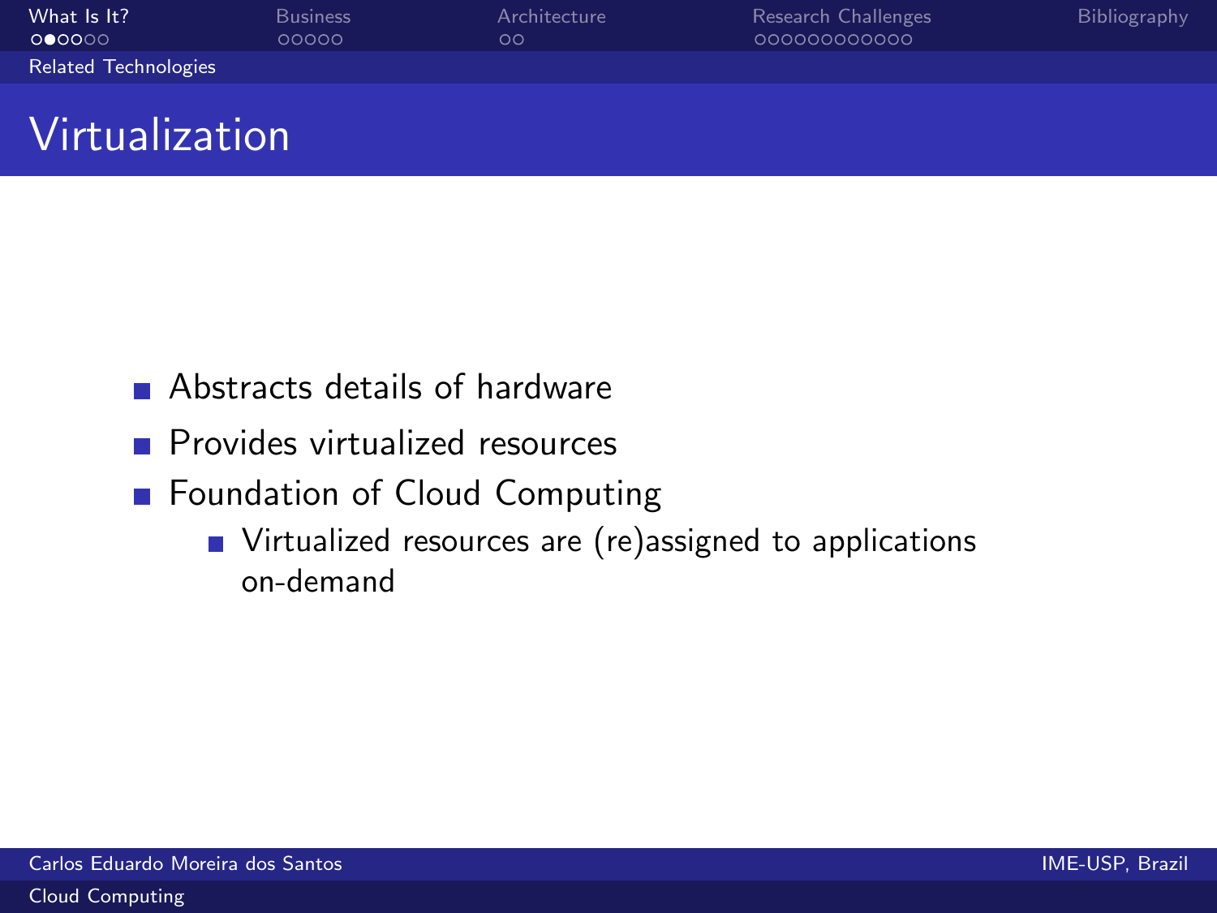## Virtualization

- Abstracts details of hardware
- Provides virtualized resources
- Foundation of Cloud Computing
  - Virtualized resources are (re)assigned to applications on-demand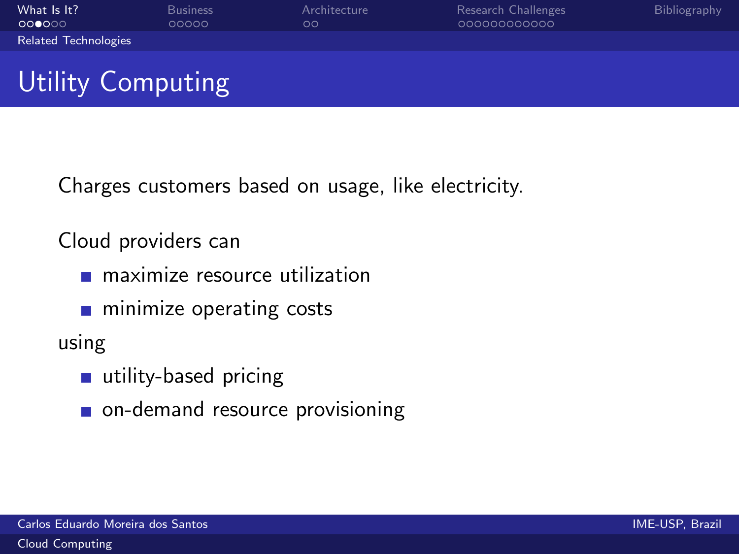## Utility Computing

Charges customers based on usage, like electricity.

Cloud providers can

- maximize resource utilization
- minimize operating costs

using

- utility-based pricing
- on-demand resource provisioning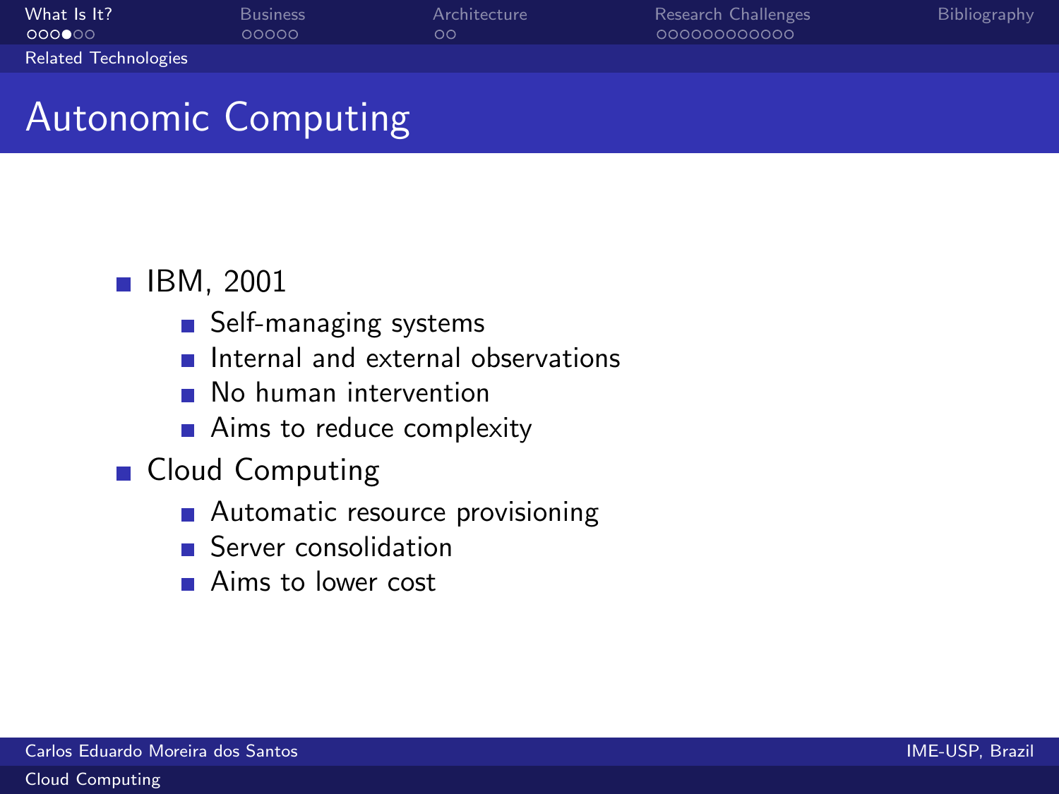# Autonomic Computing

- IBM, 2001
  - Self-managing systems
  - Internal and external observations
  - No human intervention
  - Aims to reduce complexity
- Cloud Computing
  - Automatic resource provisioning
  - Server consolidation
  - Aims to lower cost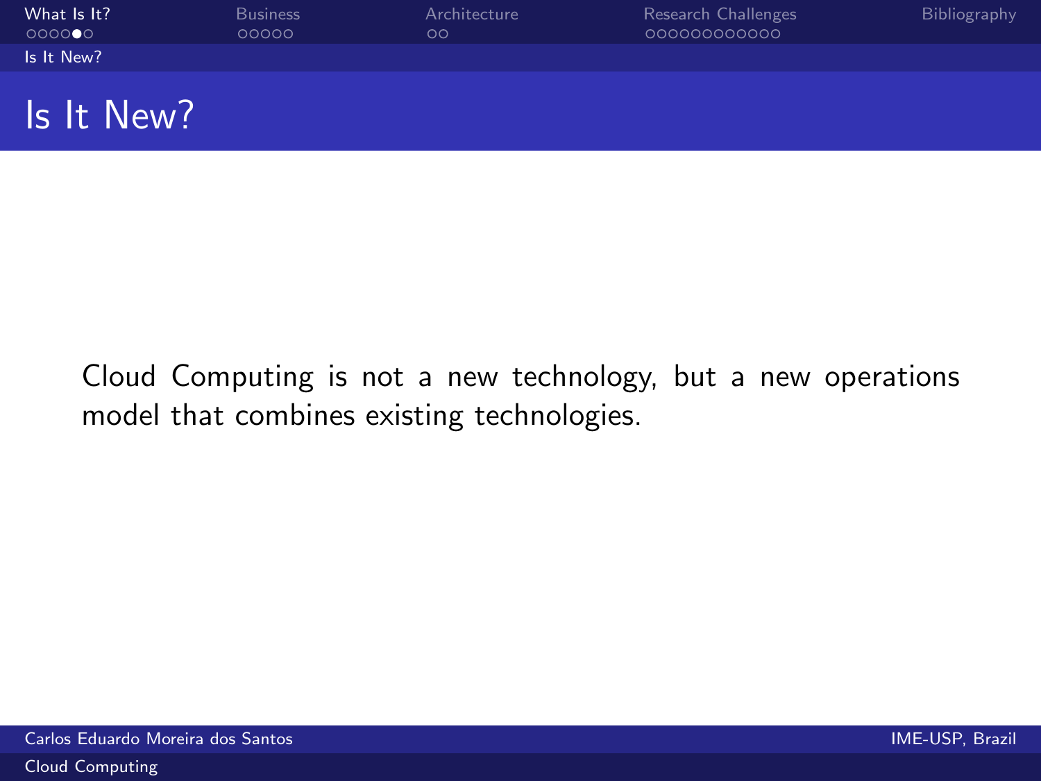# Is It New?

Cloud Computing is not a new technology, but a new operations model that combines existing technologies.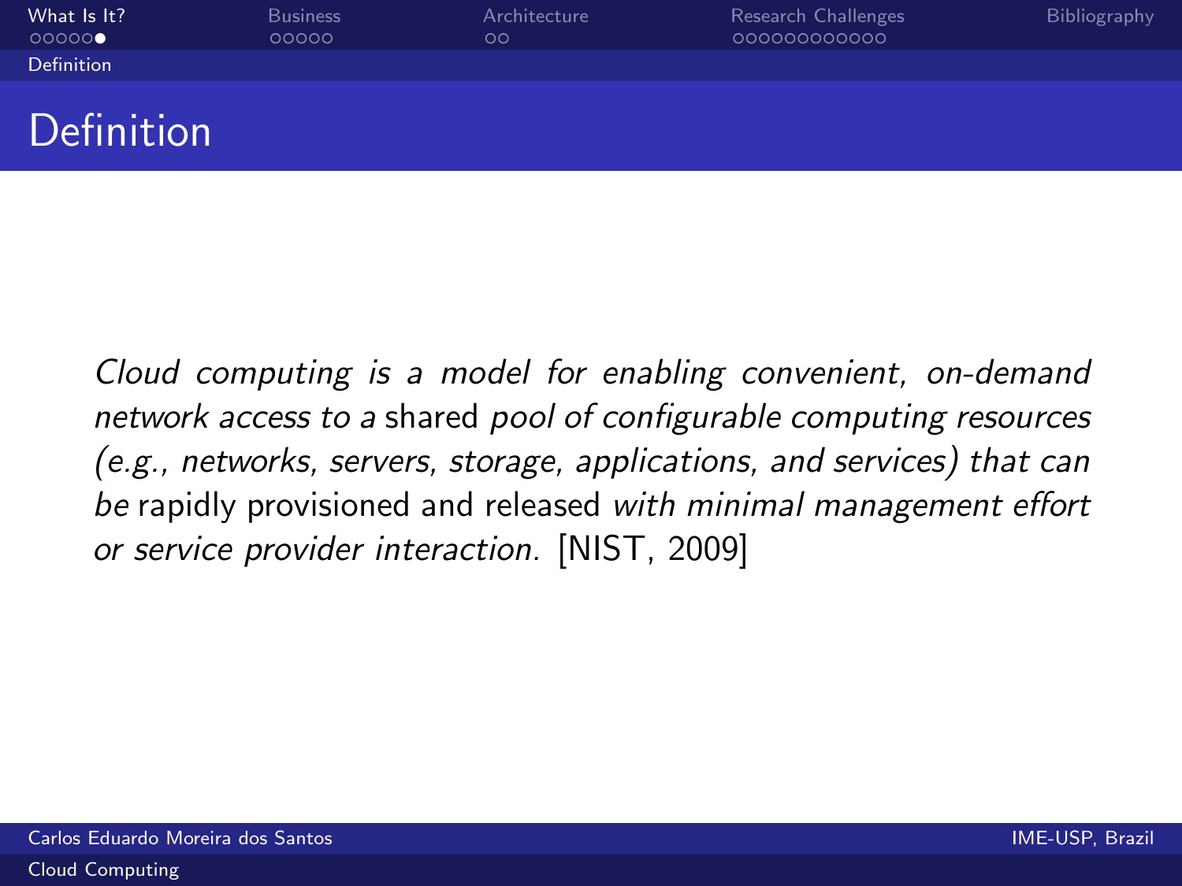# Definition

*Cloud computing is a model for enabling convenient, on-demand network access to a* shared *pool of configurable computing resources (e.g., networks, servers, storage, applications, and services) that can be* rapidly provisioned and released *with minimal management effort or service provider interaction.* [NIST, 2009]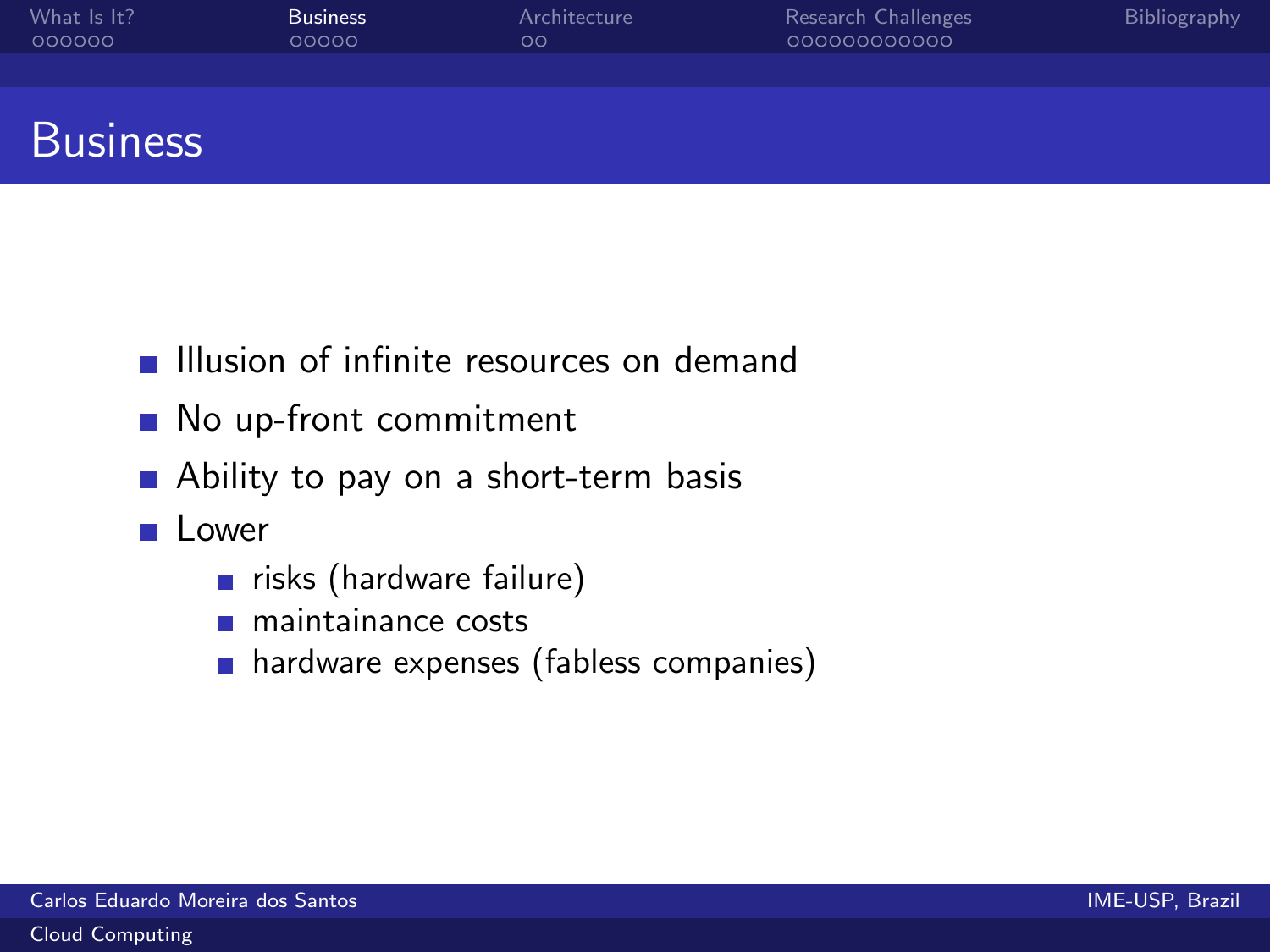# Business

- Illusion of infinite resources on demand
- No up-front commitment
- Ability to pay on a short-term basis
- Lower
  - risks (hardware failure)
  - maintainance costs
  - hardware expenses (fabless companies)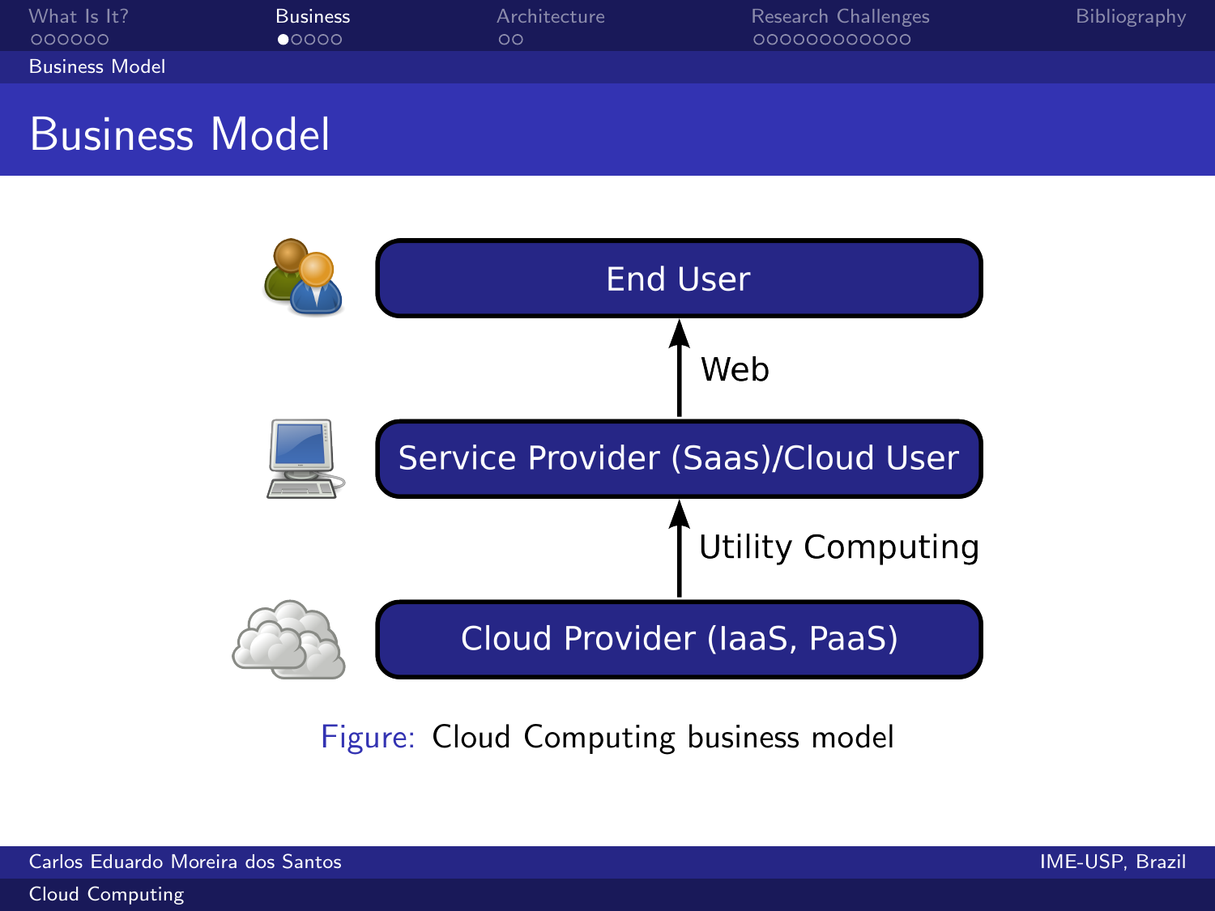# Business Model

End User

Web

Service Provider (Saas)/Cloud User

Utility Computing

Cloud Provider (IaaS, PaaS)

Figure: Cloud Computing business model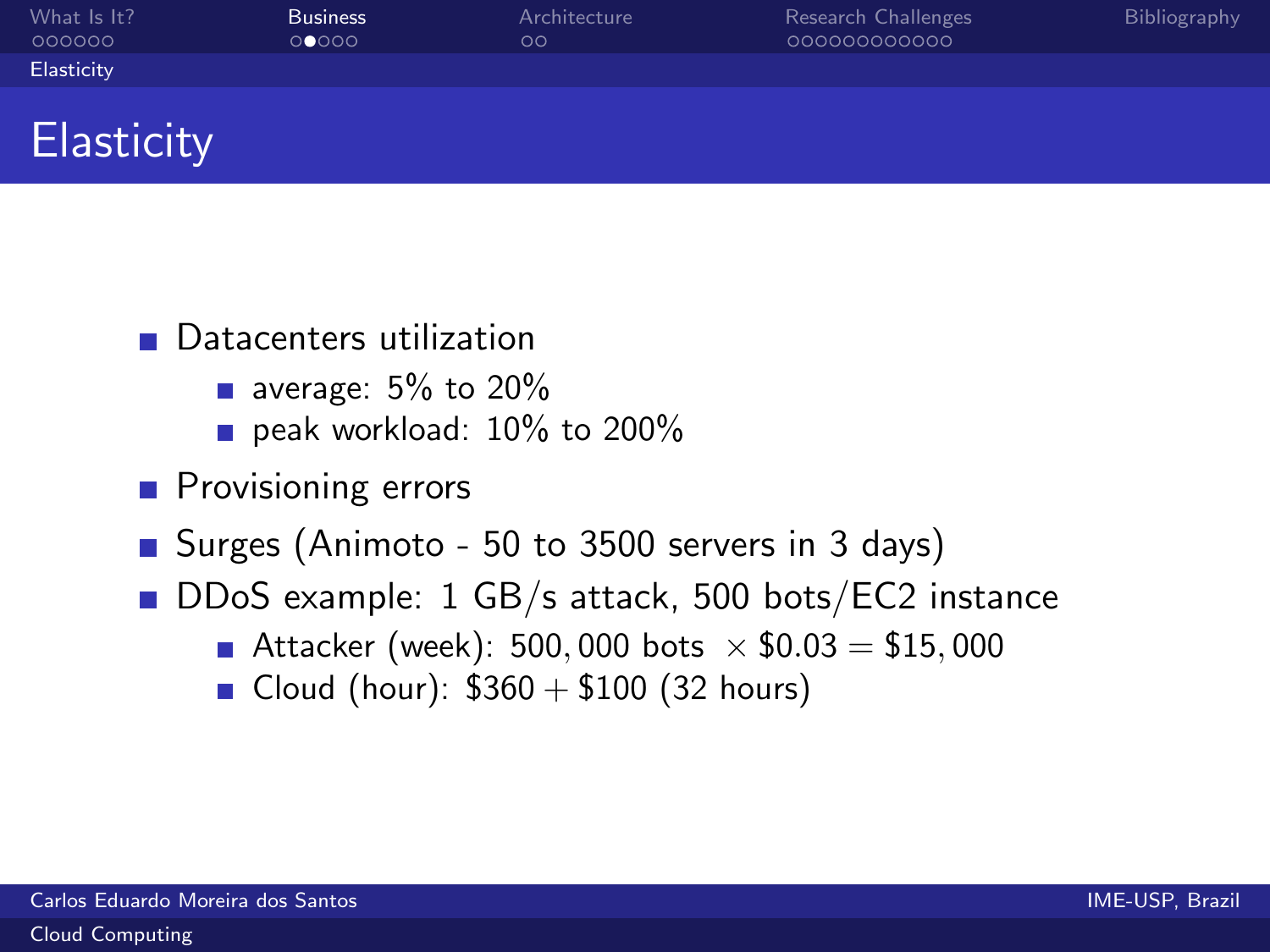# Elasticity

- Datacenters utilization
  - average: 5% to 20%
  - peak workload: 10% to 200%
- Provisioning errors
- Surges (Animoto - 50 to 3500 servers in 3 days)
- DDoS example: 1 GB/s attack, 500 bots/EC2 instance
  - Attacker (week): $500,000$ bots $\times \$0.03 = \$15,000$
  - Cloud (hour): $\$360 + \$100$ (32 hours)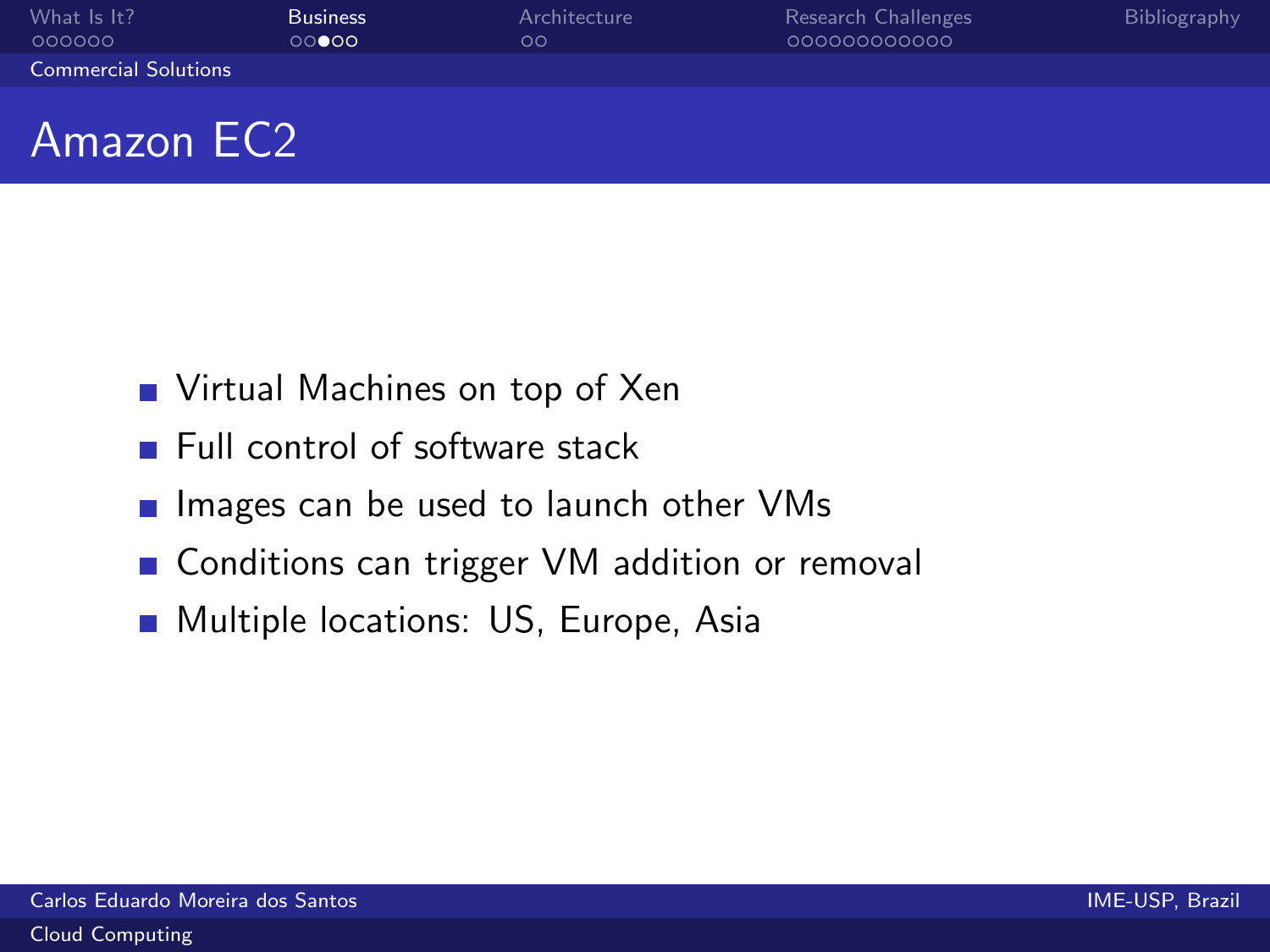# Amazon EC2

- Virtual Machines on top of Xen
- Full control of software stack
- Images can be used to launch other VMs
- Conditions can trigger VM addition or removal
- Multiple locations: US, Europe, Asia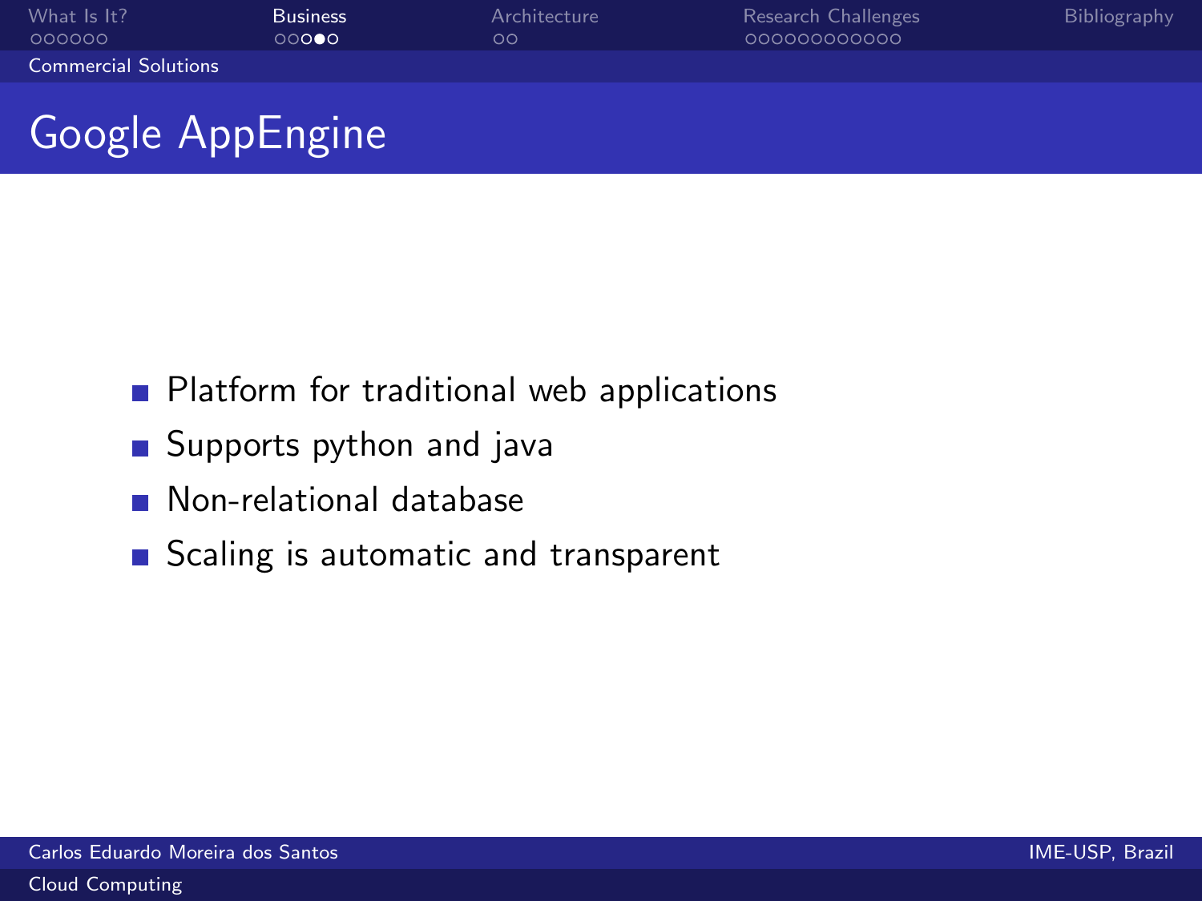# Google AppEngine

- Platform for traditional web applications
- Supports python and java
- Non-relational database
- Scaling is automatic and transparent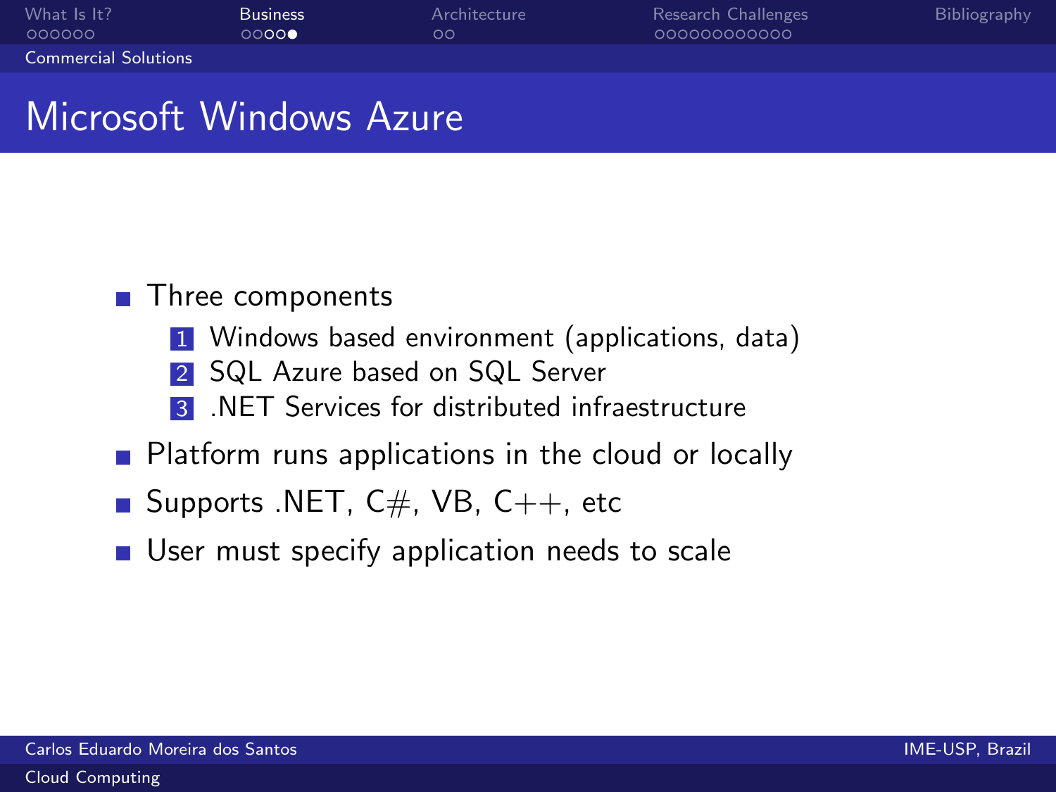# Microsoft Windows Azure

- Three components
  1. Windows based environment (applications, data)
  2. SQL Azure based on SQL Server
  3. .NET Services for distributed infraestructure
- Platform runs applications in the cloud or locally
- Supports .NET, C#, VB, C++, etc
- User must specify application needs to scale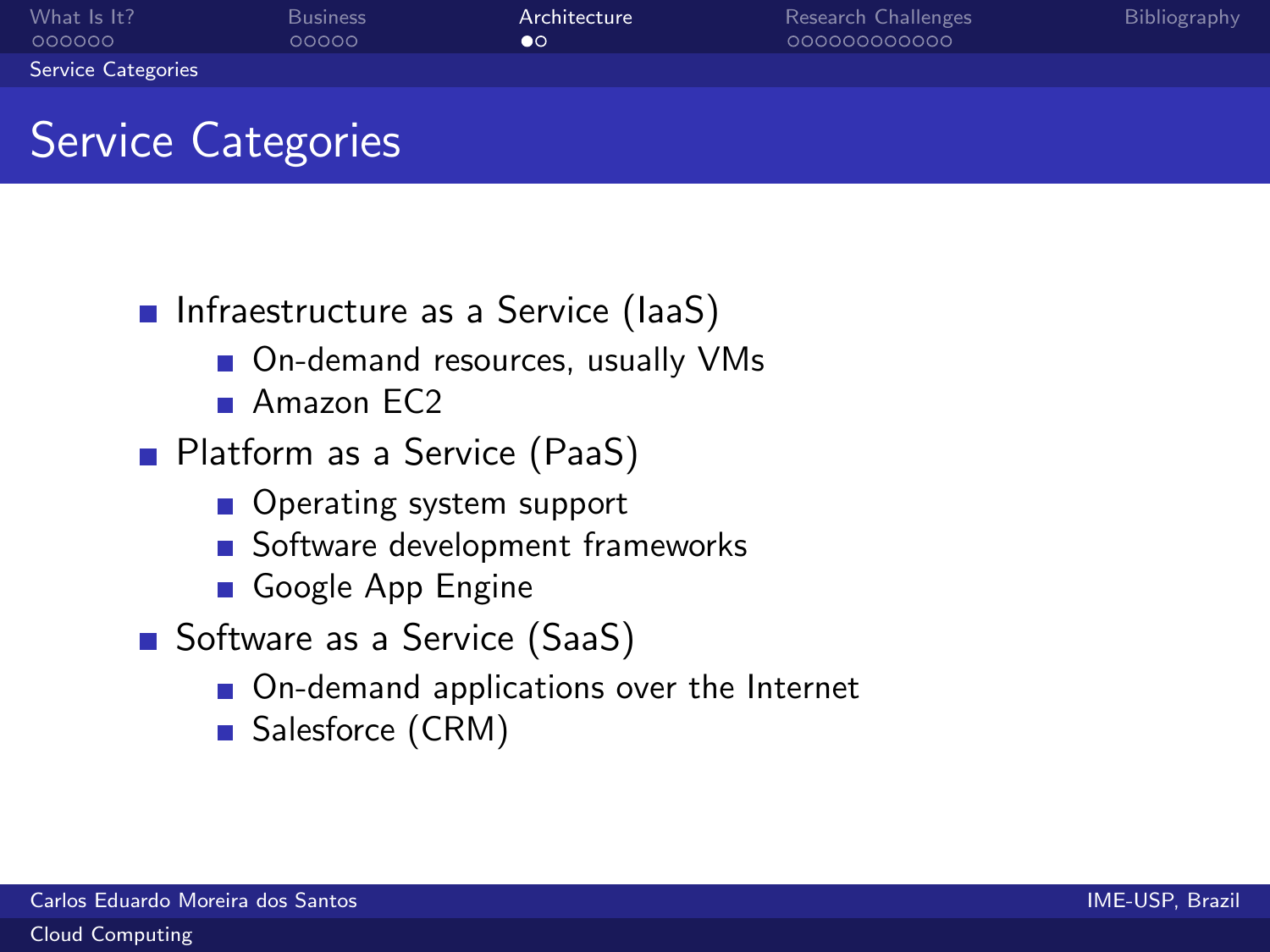# Service Categories

- Infraestructure as a Service (IaaS)
  - On-demand resources, usually VMs
  - Amazon EC2
- Platform as a Service (PaaS)
  - Operating system support
  - Software development frameworks
  - Google App Engine
- Software as a Service (SaaS)
  - On-demand applications over the Internet
  - Salesforce (CRM)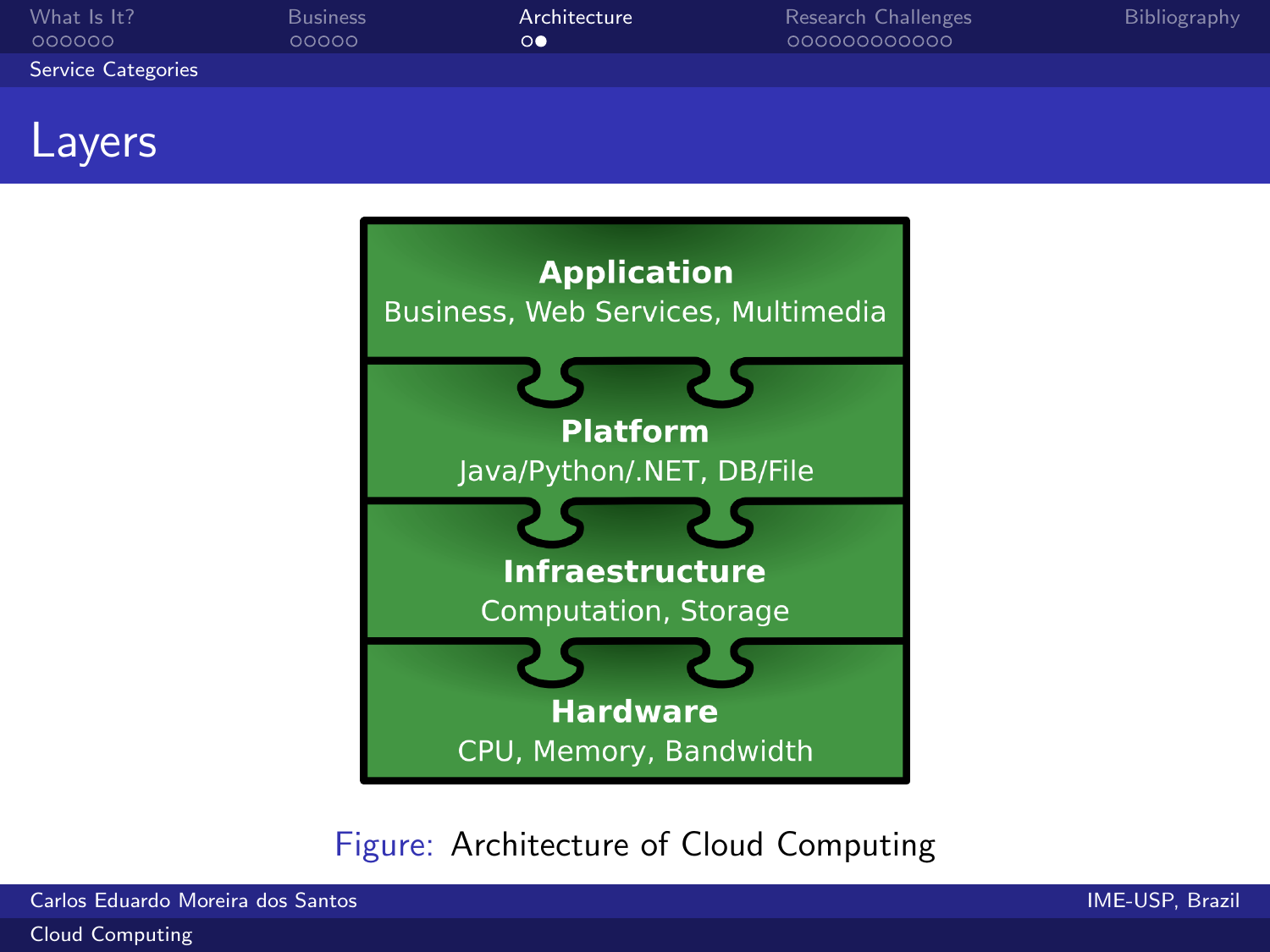# Layers

**Application**
Business, Web Services, Multimedia

**Platform**
Java/Python/.NET, DB/File

**Infraestructure**
Computation, Storage

**Hardware**
CPU, Memory, Bandwidth

Figure: Architecture of Cloud Computing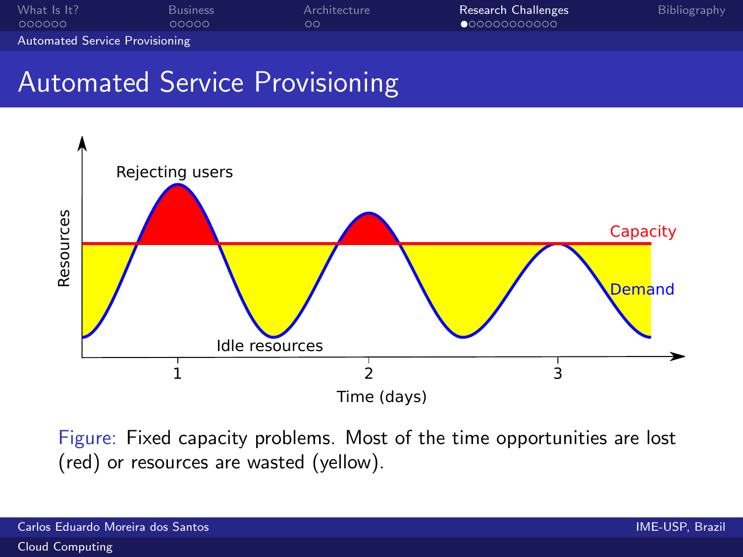# Automated Service Provisioning

Rejecting users

Capacity

Demand

Idle resources

Resources

Time (days)

1 2 3

Figure: Fixed capacity problems. Most of the time opportunities are lost (red) or resources are wasted (yellow).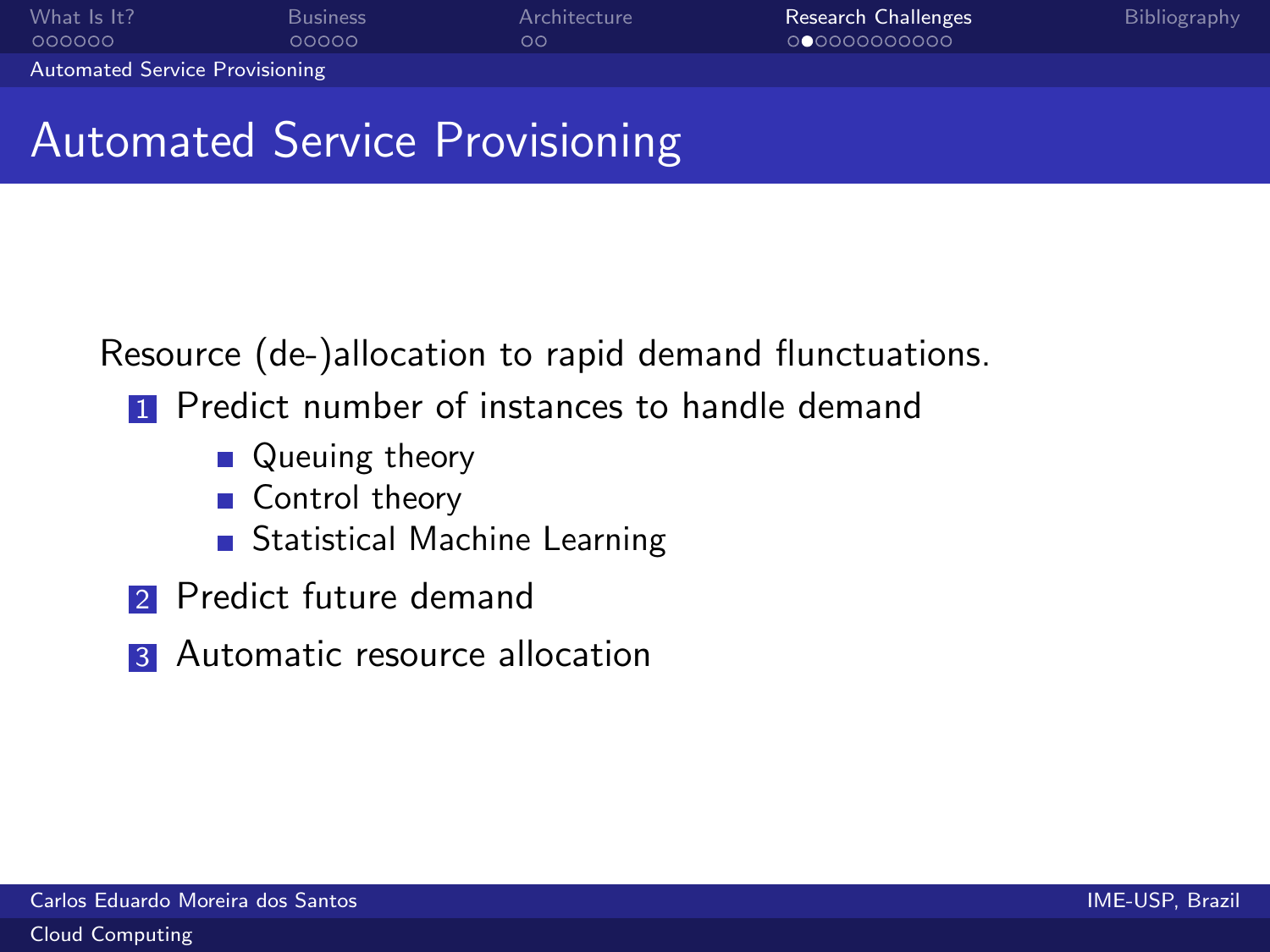# Automated Service Provisioning

Resource (de-)allocation to rapid demand flunctuations.

1. Predict number of instances to handle demand
   - Queuing theory
   - Control theory
   - Statistical Machine Learning
2. Predict future demand
3. Automatic resource allocation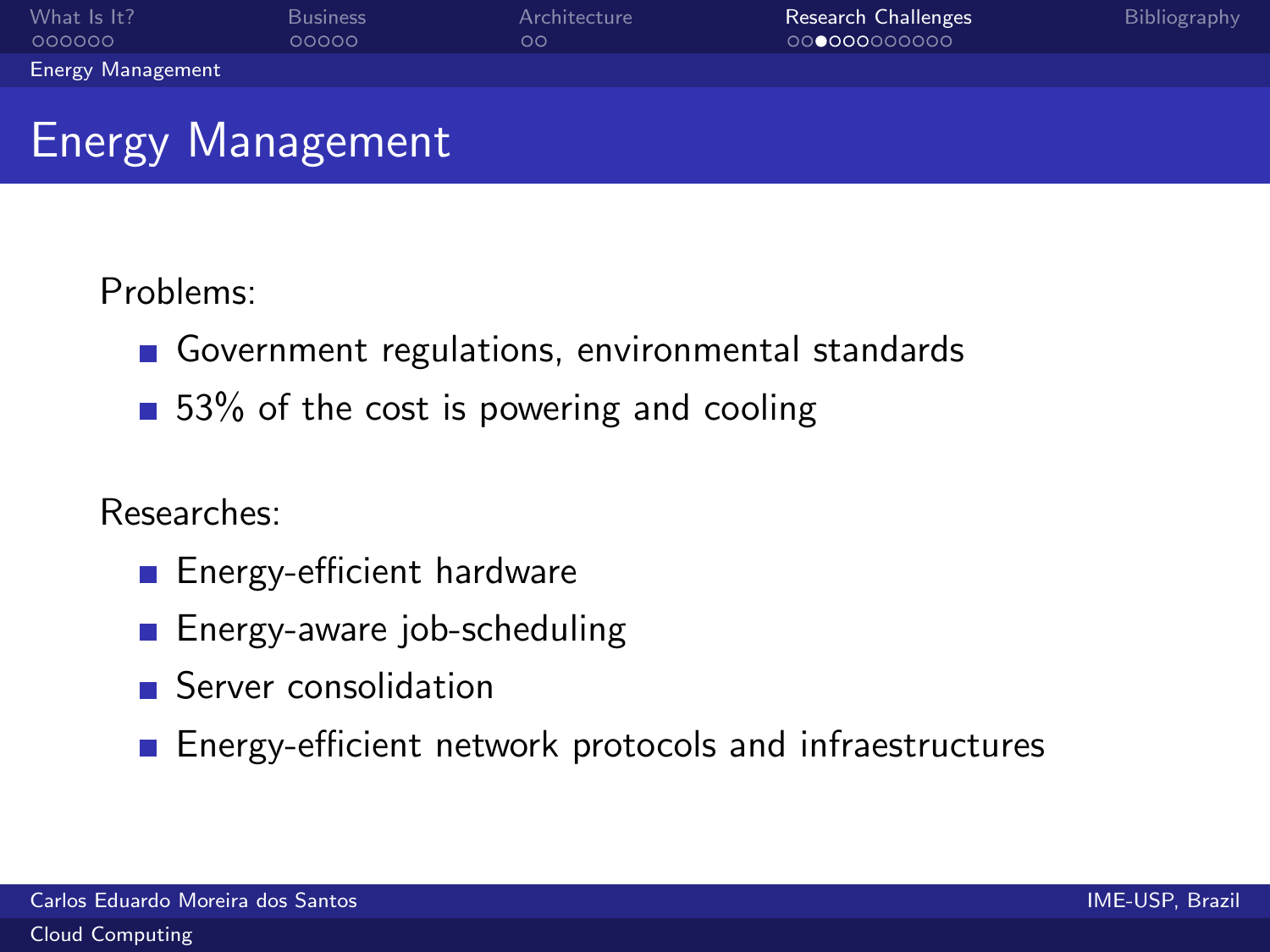# Energy Management

Problems:

- Government regulations, environmental standards
- 53% of the cost is powering and cooling

Researches:

- Energy-efficient hardware
- Energy-aware job-scheduling
- Server consolidation
- Energy-efficient network protocols and infraestructures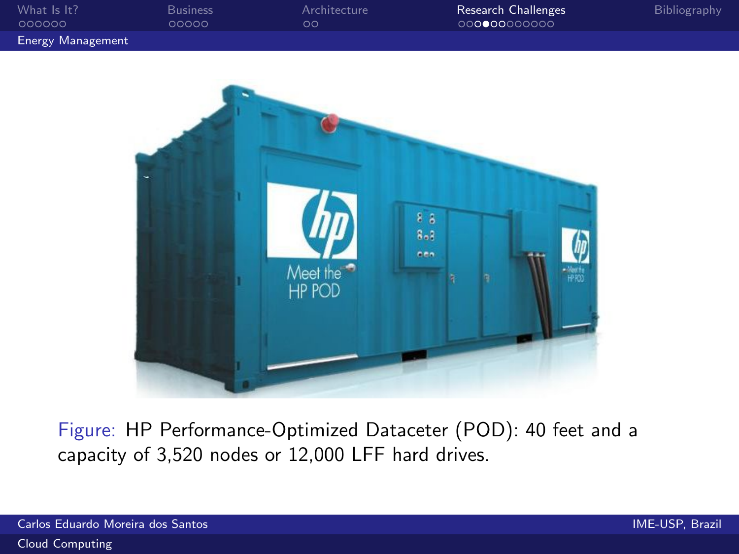## Energy Management

Figure: HP Performance-Optimized Dataceter (POD): 40 feet and a capacity of 3,520 nodes or 12,000 LFF hard drives.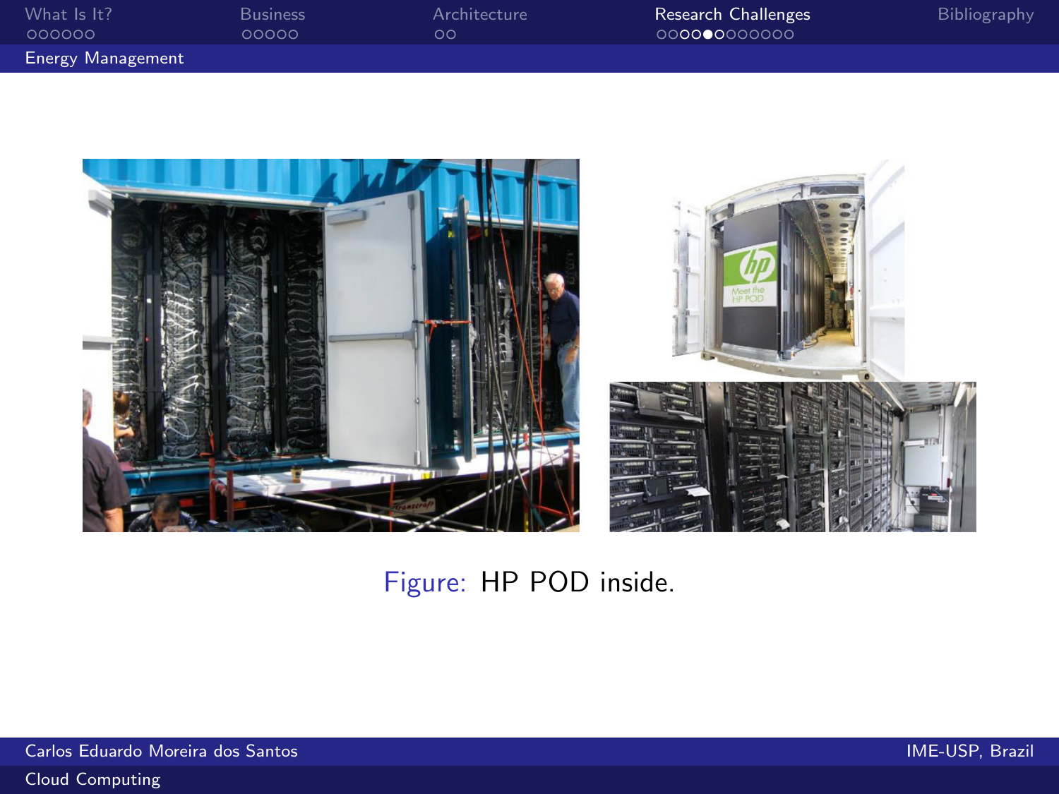## Energy Management

Figure: HP POD inside.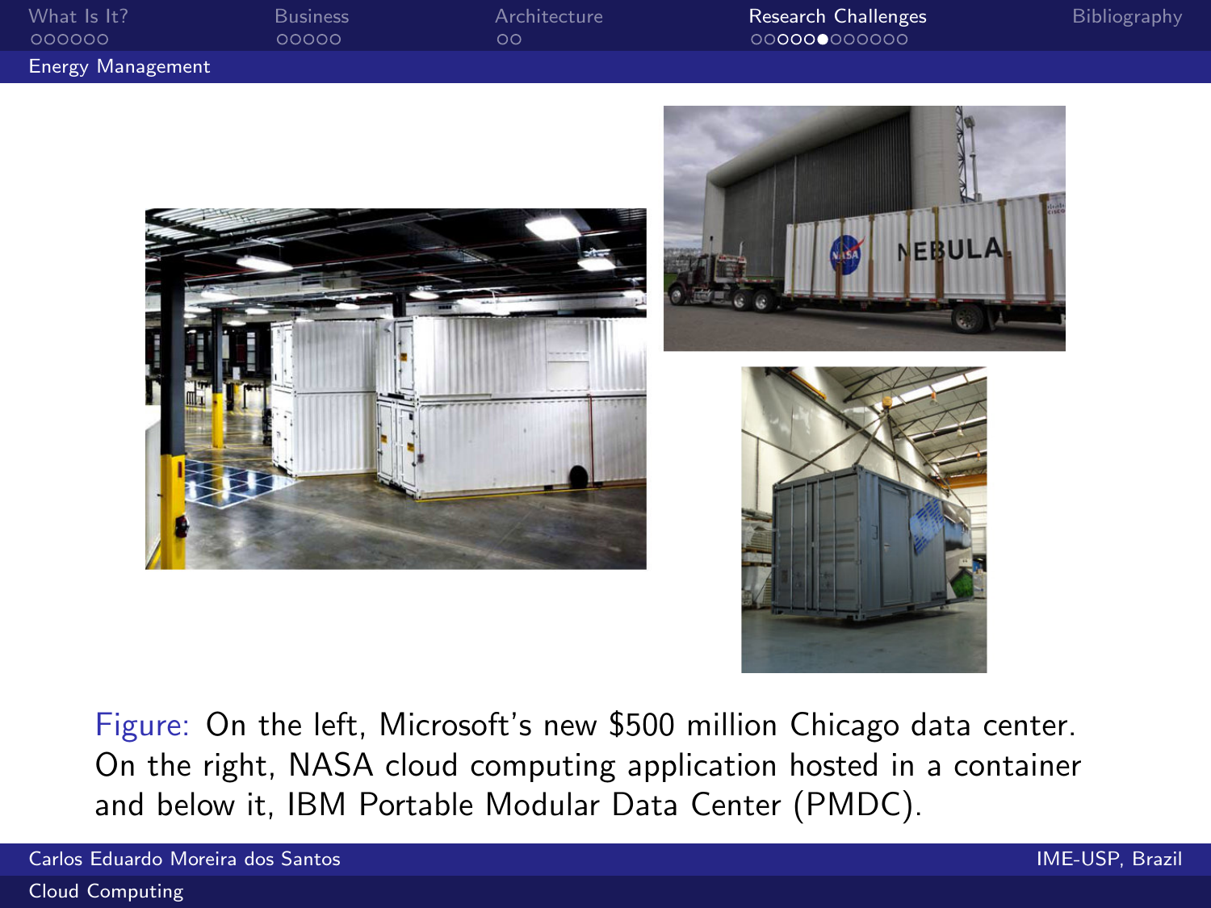## Energy Management

Figure: On the left, Microsoft's new $500 million Chicago data center. On the right, NASA cloud computing application hosted in a container and below it, IBM Portable Modular Data Center (PMDC).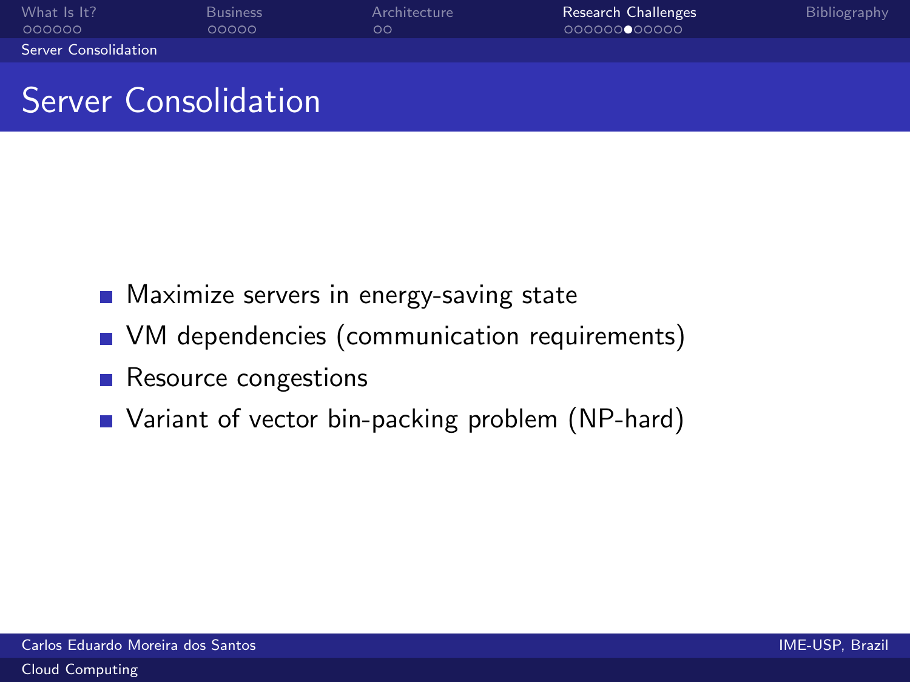# Server Consolidation

- Maximize servers in energy-saving state
- VM dependencies (communication requirements)
- Resource congestions
- Variant of vector bin-packing problem (NP-hard)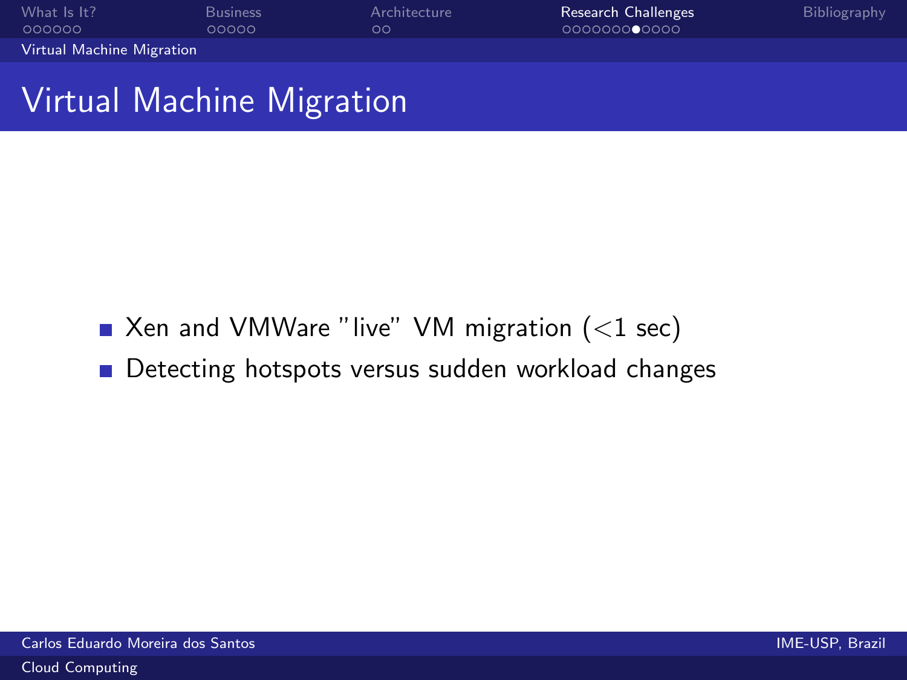# Virtual Machine Migration

- Xen and VMWare "live" VM migration ($<$1 sec)
- Detecting hotspots versus sudden workload changes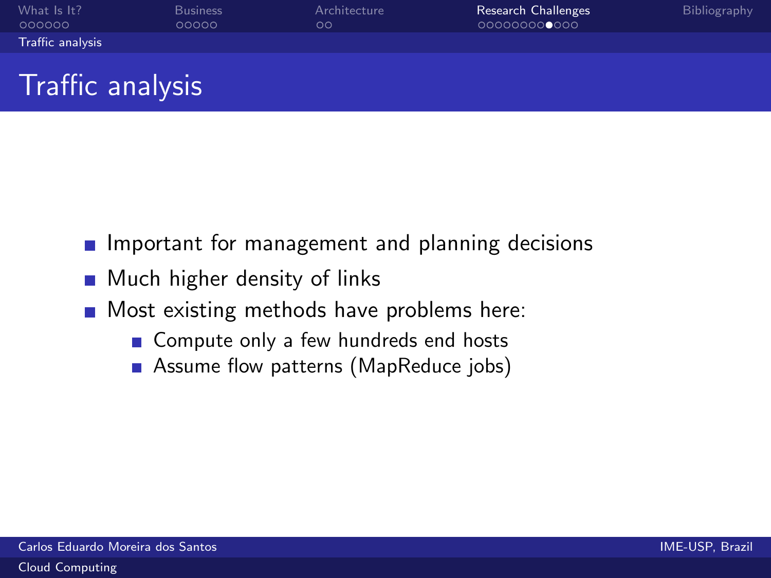# Traffic analysis

- Important for management and planning decisions
- Much higher density of links
- Most existing methods have problems here:
  - Compute only a few hundreds end hosts
  - Assume flow patterns (MapReduce jobs)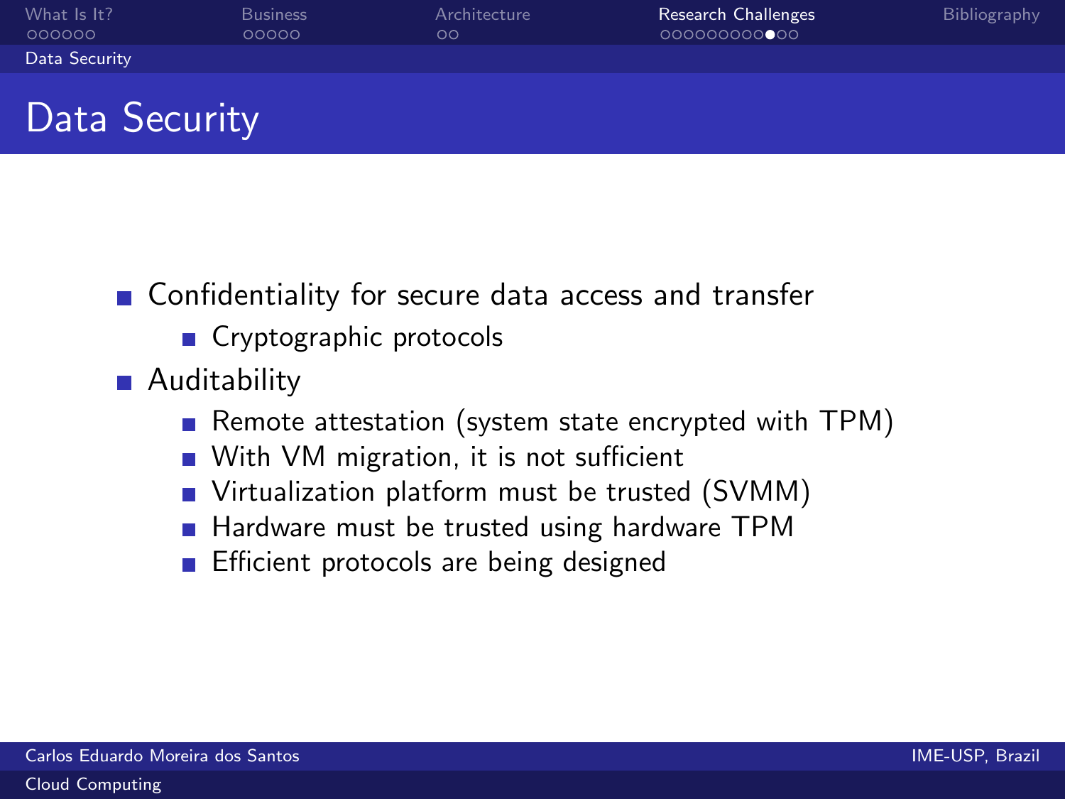# Data Security

- Confidentiality for secure data access and transfer
  - Cryptographic protocols
- Auditability
  - Remote attestation (system state encrypted with TPM)
  - With VM migration, it is not sufficient
  - Virtualization platform must be trusted (SVMM)
  - Hardware must be trusted using hardware TPM
  - Efficient protocols are being designed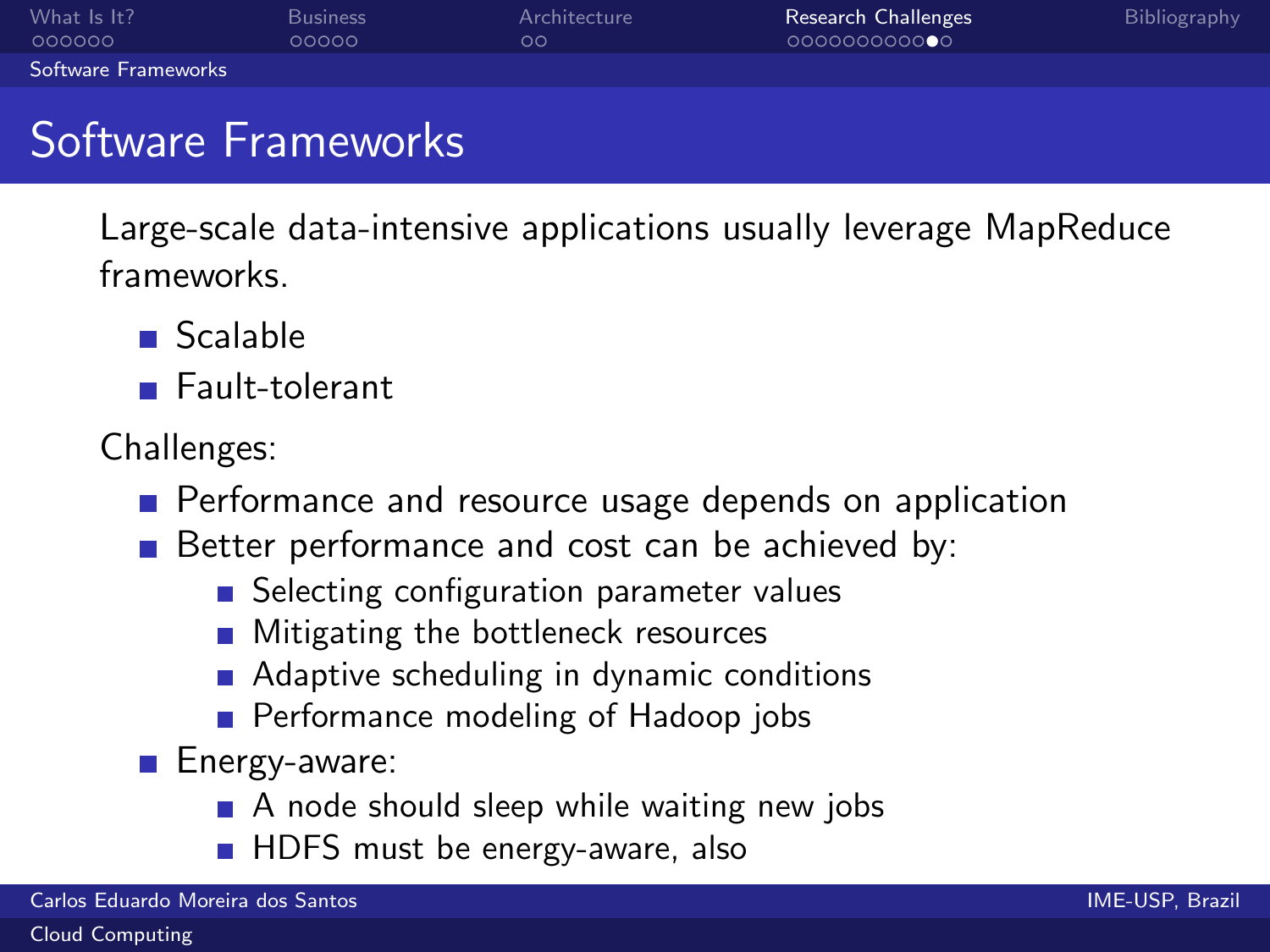# Software Frameworks

Large-scale data-intensive applications usually leverage MapReduce frameworks.

- Scalable
- Fault-tolerant

Challenges:

- Performance and resource usage depends on application
- Better performance and cost can be achieved by:
  - Selecting configuration parameter values
  - Mitigating the bottleneck resources
  - Adaptive scheduling in dynamic conditions
  - Performance modeling of Hadoop jobs
- Energy-aware:
  - A node should sleep while waiting new jobs
  - HDFS must be energy-aware, also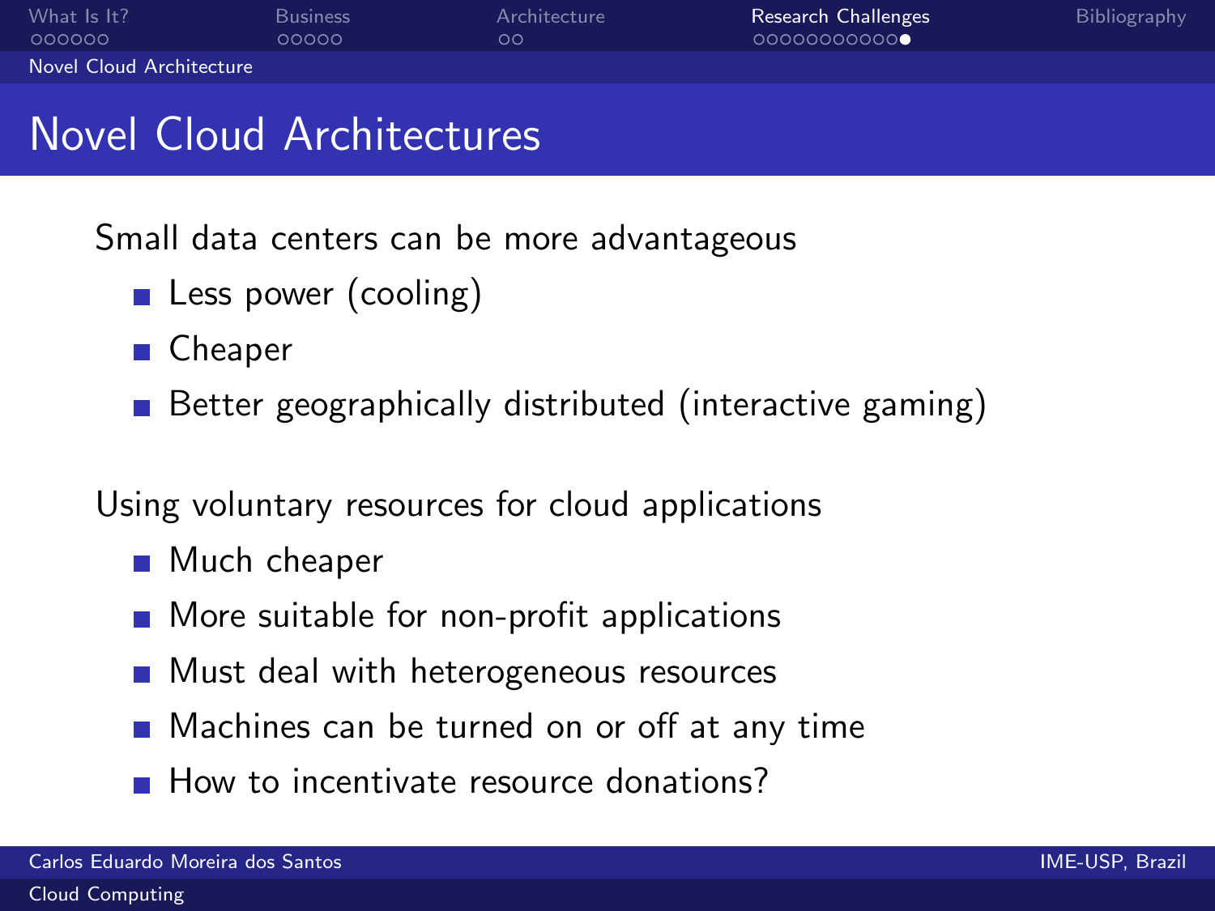# Novel Cloud Architectures

Small data centers can be more advantageous

- Less power (cooling)
- Cheaper
- Better geographically distributed (interactive gaming)

Using voluntary resources for cloud applications

- Much cheaper
- More suitable for non-profit applications
- Must deal with heterogeneous resources
- Machines can be turned on or off at any time
- How to incentivate resource donations?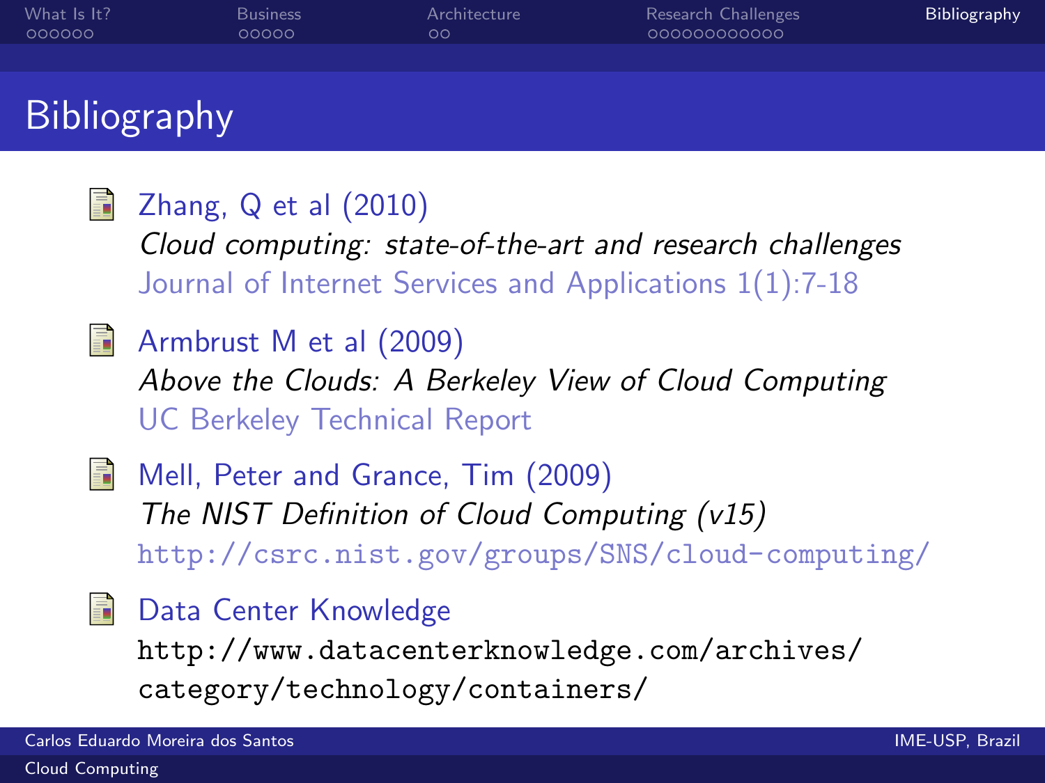# Bibliography

- Zhang, Q et al (2010)
  *Cloud computing: state-of-the-art and research challenges*
  Journal of Internet Services and Applications 1(1):7-18

- Armbrust M et al (2009)
  *Above the Clouds: A Berkeley View of Cloud Computing*
  UC Berkeley Technical Report

- Mell, Peter and Grance, Tim (2009)
  *The NIST Definition of Cloud Computing (v15)*
  http://csrc.nist.gov/groups/SNS/cloud-computing/

- Data Center Knowledge
  http://www.datacenterknowledge.com/archives/category/technology/containers/